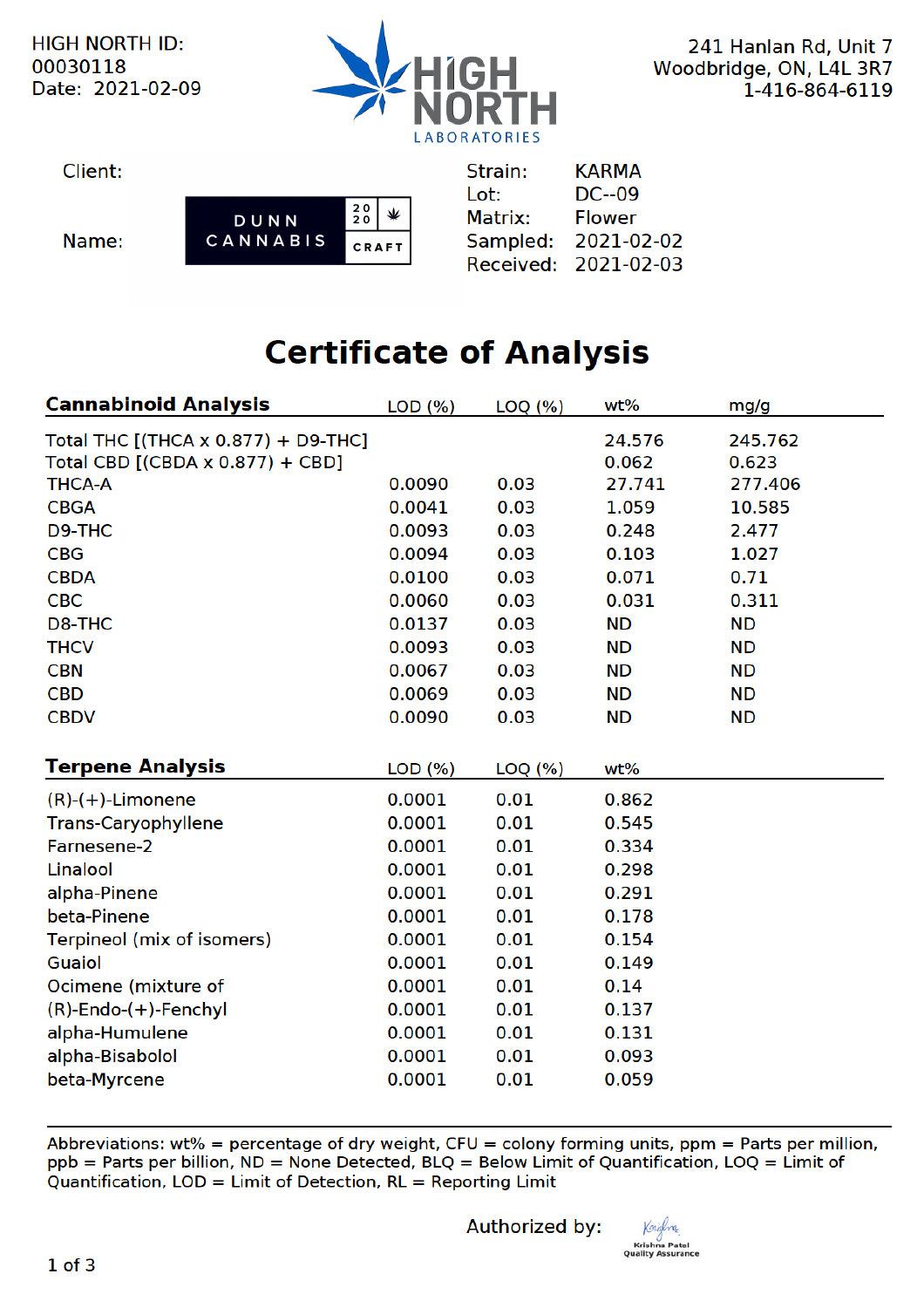HIGH NORTH ID: 00030118
Date: 2021-02-09

HIGH NORTH LABORATORIES

241 Hanlan Rd, Unit 7
Woodbridge, ON, L4L 3R7
1-416-864-6119

Client:

Name: DUNN CANNABIS 20 20 CRAFT

Strain: KARMA
Lot: DC--09
Matrix: Flower
Sampled: 2021-02-02
Received: 2021-02-03

# Certificate of Analysis

| Cannabinoid Analysis | LOD (%) | LOQ (%) | wt% | mg/g |
|---|---|---|---|---|
| Total THC [(THCA x 0.877) + D9-THC] | | | 24.576 | 245.762 |
| Total CBD [(CBDA x 0.877) + CBD] | | | 0.062 | 0.623 |
| THCA-A | 0.0090 | 0.03 | 27.741 | 277.406 |
| CBGA | 0.0041 | 0.03 | 1.059 | 10.585 |
| D9-THC | 0.0093 | 0.03 | 0.248 | 2.477 |
| CBG | 0.0094 | 0.03 | 0.103 | 1.027 |
| CBDA | 0.0100 | 0.03 | 0.071 | 0.71 |
| CBC | 0.0060 | 0.03 | 0.031 | 0.311 |
| D8-THC | 0.0137 | 0.03 | ND | ND |
| THCV | 0.0093 | 0.03 | ND | ND |
| CBN | 0.0067 | 0.03 | ND | ND |
| CBD | 0.0069 | 0.03 | ND | ND |
| CBDV | 0.0090 | 0.03 | ND | ND |

| Terpene Analysis | LOD (%) | LOQ (%) | wt% |
|---|---|---|---|
| (R)-(+)-Limonene | 0.0001 | 0.01 | 0.862 |
| Trans-Caryophyllene | 0.0001 | 0.01 | 0.545 |
| Farnesene-2 | 0.0001 | 0.01 | 0.334 |
| Linalool | 0.0001 | 0.01 | 0.298 |
| alpha-Pinene | 0.0001 | 0.01 | 0.291 |
| beta-Pinene | 0.0001 | 0.01 | 0.178 |
| Terpineol (mix of isomers) | 0.0001 | 0.01 | 0.154 |
| Guaiol | 0.0001 | 0.01 | 0.149 |
| Ocimene (mixture of | 0.0001 | 0.01 | 0.14 |
| (R)-Endo-(+)-Fenchyl | 0.0001 | 0.01 | 0.137 |
| alpha-Humulene | 0.0001 | 0.01 | 0.131 |
| alpha-Bisabolol | 0.0001 | 0.01 | 0.093 |
| beta-Myrcene | 0.0001 | 0.01 | 0.059 |

Abbreviations: wt% = percentage of dry weight, CFU = colony forming units, ppm = Parts per million, ppb = Parts per billion, ND = None Detected, BLQ = Below Limit of Quantification, LOQ = Limit of Quantification, LOD = Limit of Detection, RL = Reporting Limit

Authorized by: Krishna Patel, Quality Assurance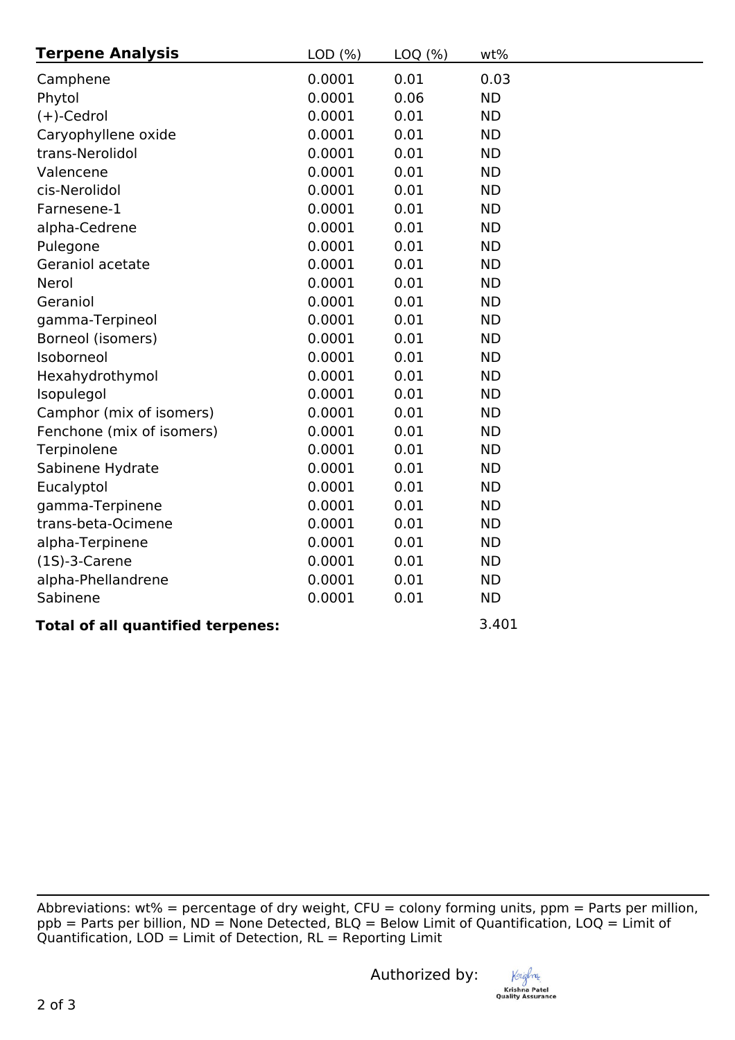| Terpene Analysis | LOD (%) | LOQ (%) | wt% |
|---|---|---|---|
| Camphene | 0.0001 | 0.01 | 0.03 |
| Phytol | 0.0001 | 0.06 | ND |
| (+)-Cedrol | 0.0001 | 0.01 | ND |
| Caryophyllene oxide | 0.0001 | 0.01 | ND |
| trans-Nerolidol | 0.0001 | 0.01 | ND |
| Valencene | 0.0001 | 0.01 | ND |
| cis-Nerolidol | 0.0001 | 0.01 | ND |
| Farnesene-1 | 0.0001 | 0.01 | ND |
| alpha-Cedrene | 0.0001 | 0.01 | ND |
| Pulegone | 0.0001 | 0.01 | ND |
| Geraniol acetate | 0.0001 | 0.01 | ND |
| Nerol | 0.0001 | 0.01 | ND |
| Geraniol | 0.0001 | 0.01 | ND |
| gamma-Terpineol | 0.0001 | 0.01 | ND |
| Borneol (isomers) | 0.0001 | 0.01 | ND |
| Isoborneol | 0.0001 | 0.01 | ND |
| Hexahydrothymol | 0.0001 | 0.01 | ND |
| Isopulegol | 0.0001 | 0.01 | ND |
| Camphor (mix of isomers) | 0.0001 | 0.01 | ND |
| Fenchone (mix of isomers) | 0.0001 | 0.01 | ND |
| Terpinolene | 0.0001 | 0.01 | ND |
| Sabinene Hydrate | 0.0001 | 0.01 | ND |
| Eucalyptol | 0.0001 | 0.01 | ND |
| gamma-Terpinene | 0.0001 | 0.01 | ND |
| trans-beta-Ocimene | 0.0001 | 0.01 | ND |
| alpha-Terpinene | 0.0001 | 0.01 | ND |
| (1S)-3-Carene | 0.0001 | 0.01 | ND |
| alpha-Phellandrene | 0.0001 | 0.01 | ND |
| Sabinene | 0.0001 | 0.01 | ND |
| **Total of all quantified terpenes:** | | | 3.401 |

Abbreviations: wt% = percentage of dry weight, CFU = colony forming units, ppm = Parts per million, ppb = Parts per billion, ND = None Detected, BLQ = Below Limit of Quantification, LOQ = Limit of Quantification, LOD = Limit of Detection, RL = Reporting Limit

Authorized by:

Krishna Patel
Quality Assurance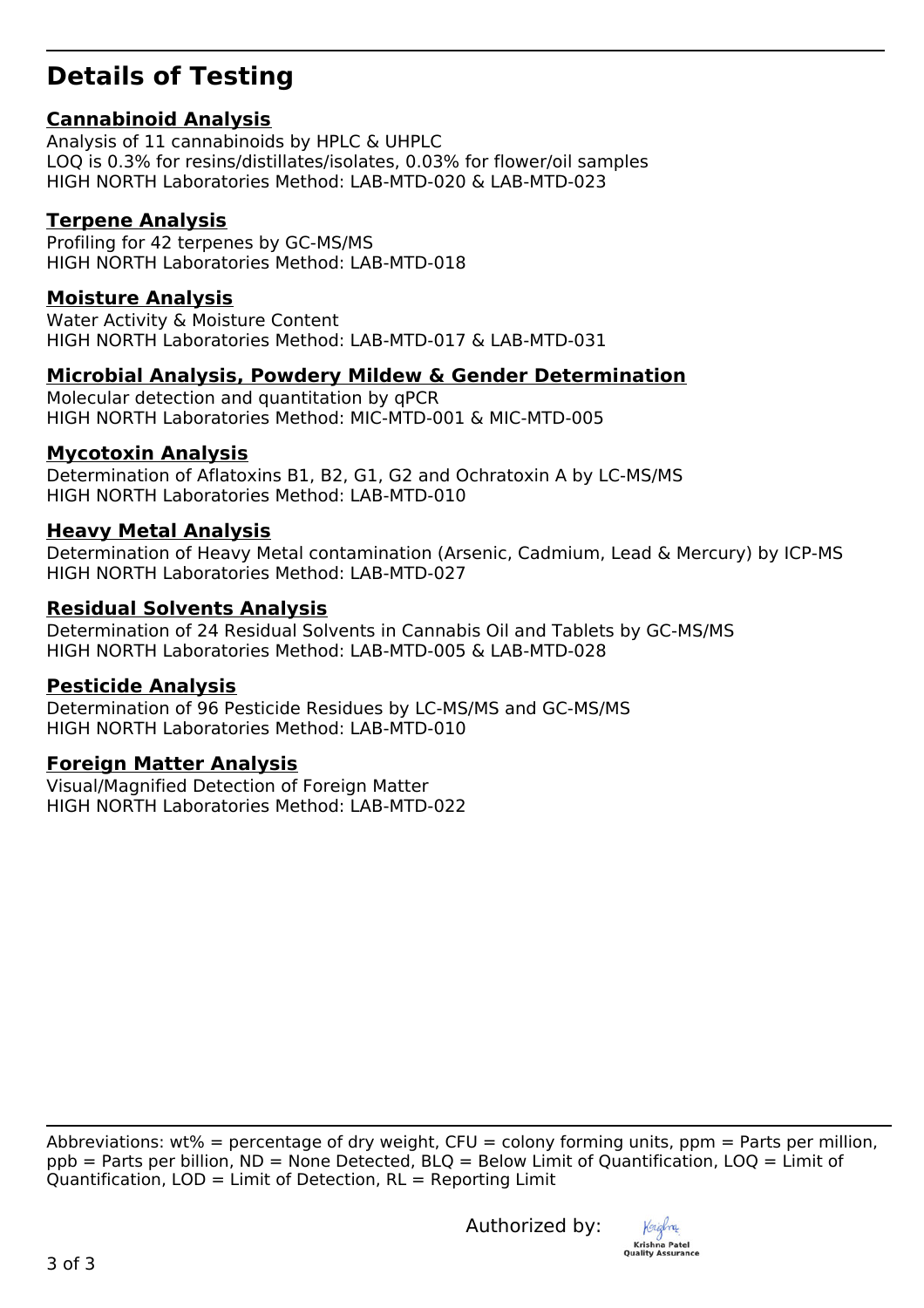# Details of Testing

## Cannabinoid Analysis

Analysis of 11 cannabinoids by HPLC & UHPLC
LOQ is 0.3% for resins/distillates/isolates, 0.03% for flower/oil samples
HIGH NORTH Laboratories Method: LAB-MTD-020 & LAB-MTD-023

## Terpene Analysis

Profiling for 42 terpenes by GC-MS/MS
HIGH NORTH Laboratories Method: LAB-MTD-018

## Moisture Analysis

Water Activity & Moisture Content
HIGH NORTH Laboratories Method: LAB-MTD-017 & LAB-MTD-031

## Microbial Analysis, Powdery Mildew & Gender Determination

Molecular detection and quantitation by qPCR
HIGH NORTH Laboratories Method: MIC-MTD-001 & MIC-MTD-005

## Mycotoxin Analysis

Determination of Aflatoxins B1, B2, G1, G2 and Ochratoxin A by LC-MS/MS
HIGH NORTH Laboratories Method: LAB-MTD-010

## Heavy Metal Analysis

Determination of Heavy Metal contamination (Arsenic, Cadmium, Lead & Mercury) by ICP-MS
HIGH NORTH Laboratories Method: LAB-MTD-027

## Residual Solvents Analysis

Determination of 24 Residual Solvents in Cannabis Oil and Tablets by GC-MS/MS
HIGH NORTH Laboratories Method: LAB-MTD-005 & LAB-MTD-028

## Pesticide Analysis

Determination of 96 Pesticide Residues by LC-MS/MS and GC-MS/MS
HIGH NORTH Laboratories Method: LAB-MTD-010

## Foreign Matter Analysis

Visual/Magnified Detection of Foreign Matter
HIGH NORTH Laboratories Method: LAB-MTD-022

---

Abbreviations: wt% = percentage of dry weight, CFU = colony forming units, ppm = Parts per million, ppb = Parts per billion, ND = None Detected, BLQ = Below Limit of Quantification, LOQ = Limit of Quantification, LOD = Limit of Detection, RL = Reporting Limit

Authorized by:

Krishna Patel
Quality Assurance